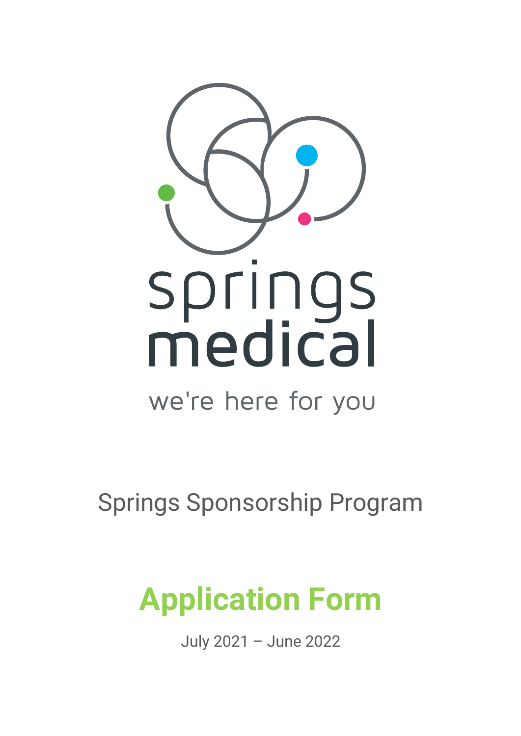springs medical

we're here for you

Springs Sponsorship Program

# Application Form

July 2021 – June 2022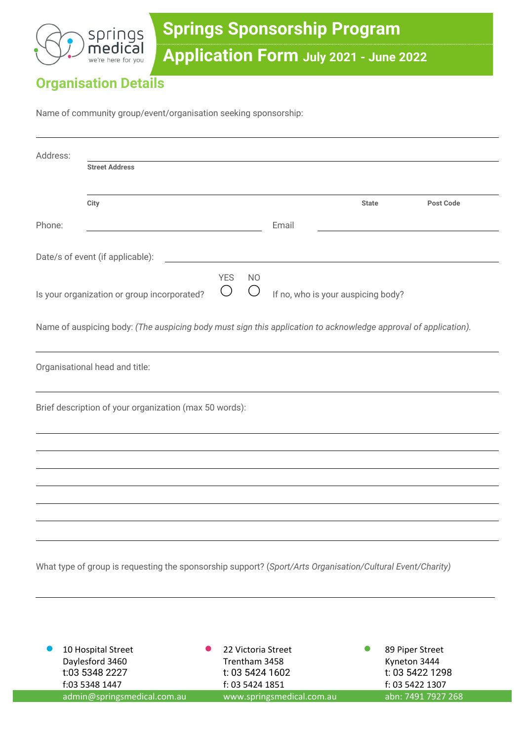# Springs Sponsorship Program

## Application Form July 2021 - June 2022

## Organisation Details

Name of community group/event/organisation seeking sponsorship:

______________________________________________

Address: ______________________________________________

**Street Address**

______________________________________________

**City** **State** **Post Code**

Phone: ____________________ Email ____________________

Date/s of event (if applicable): ______________________________

Is your organization or group incorporated? YES ◯ NO ◯ If no, who is your auspicing body?

Name of auspicing body: *(The auspicing body must sign this application to acknowledge approval of application).*

______________________________________________

Organisational head and title:

______________________________________________

Brief description of your organization (max 50 words):

______________________________________________

______________________________________________

______________________________________________

______________________________________________

______________________________________________

______________________________________________

What type of group is requesting the sponsorship support? (*Sport/Arts Organisation/Cultural Event/Charity)*

______________________________________________

10 Hospital Street
Daylesford 3460
t:03 5348 2227
f:03 5348 1447
admin@springsmedical.com.au

22 Victoria Street
Trentham 3458
t: 03 5424 1602
f: 03 5424 1851
www.springsmedical.com.au

89 Piper Street
Kyneton 3444
t: 03 5422 1298
f: 03 5422 1307
abn: 7491 7927 268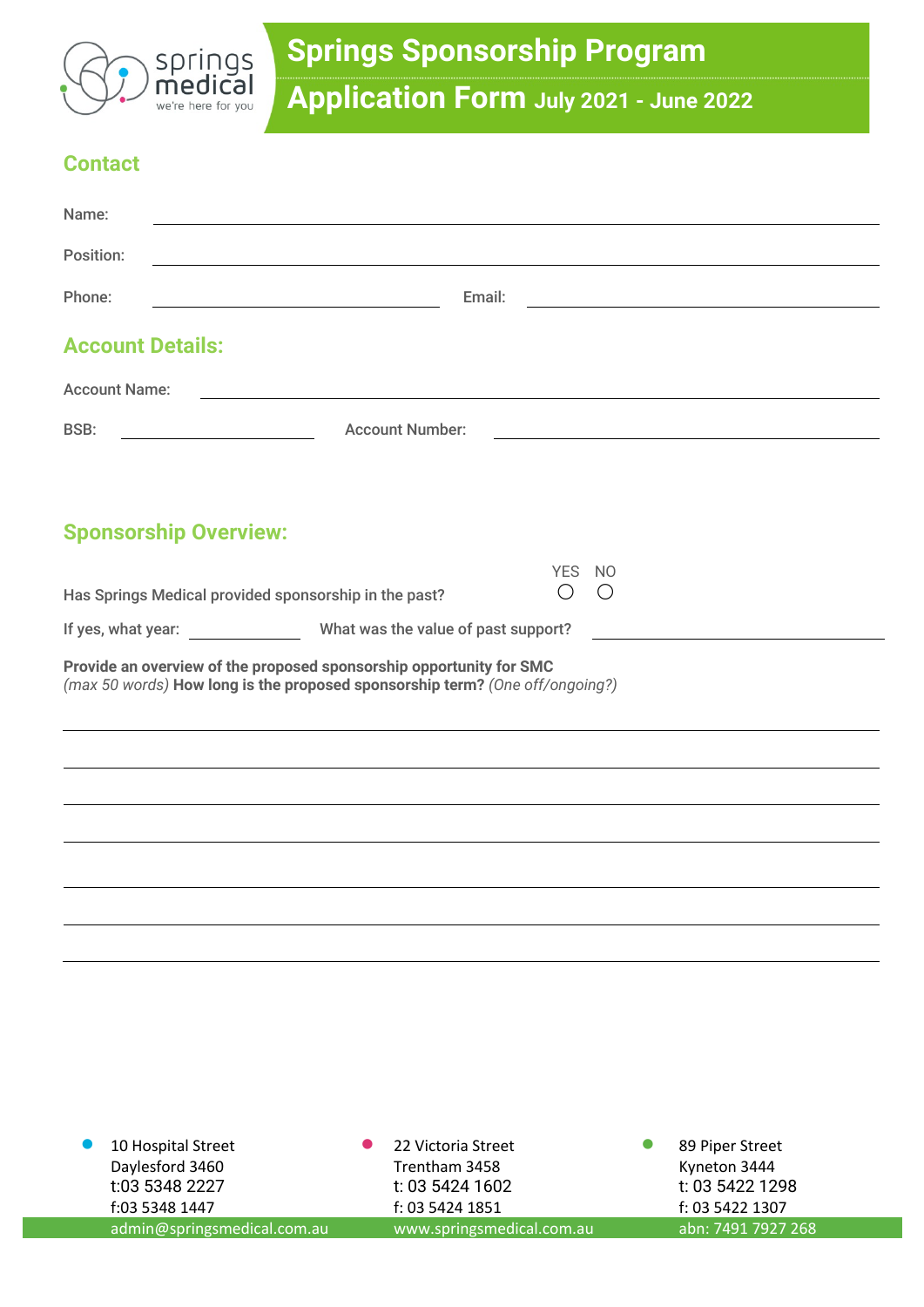# Springs Sponsorship Program

## Application Form July 2021 - June 2022

## Contact

Name: \_\_\_\_\_\_\_\_\_\_\_\_\_\_\_\_\_\_\_\_\_\_\_\_\_\_\_\_\_\_\_\_\_\_\_\_\_\_\_\_

Position: \_\_\_\_\_\_\_\_\_\_\_\_\_\_\_\_\_\_\_\_\_\_\_\_\_\_\_\_\_\_\_\_\_\_\_\_\_\_\_\_

Phone: \_\_\_\_\_\_\_\_\_\_\_\_\_\_\_\_\_\_\_\_ Email: \_\_\_\_\_\_\_\_\_\_\_\_\_\_\_\_\_\_\_\_

## Account Details:

Account Name: \_\_\_\_\_\_\_\_\_\_\_\_\_\_\_\_\_\_\_\_\_\_\_\_\_\_\_\_\_\_\_\_\_\_\_\_\_\_\_\_

BSB: \_\_\_\_\_\_\_\_\_\_\_\_\_\_\_\_ Account Number: \_\_\_\_\_\_\_\_\_\_\_\_\_\_\_\_\_\_\_\_

## Sponsorship Overview:

Has Springs Medical provided sponsorship in the past? YES ○ NO ○

If yes, what year: \_\_\_\_\_\_\_\_\_\_ What was the value of past support? \_\_\_\_\_\_\_\_\_\_\_\_\_\_\_\_\_\_\_\_

**Provide an overview of the proposed sponsorship opportunity for SMC**
*(max 50 words)* **How long is the proposed sponsorship term?** *(One off/ongoing?)*

\_\_\_\_\_\_\_\_\_\_\_\_\_\_\_\_\_\_\_\_\_\_\_\_\_\_\_\_\_\_\_\_\_\_\_\_\_\_\_\_\_\_\_\_\_\_\_\_\_\_\_\_\_\_\_\_\_\_\_\_

\_\_\_\_\_\_\_\_\_\_\_\_\_\_\_\_\_\_\_\_\_\_\_\_\_\_\_\_\_\_\_\_\_\_\_\_\_\_\_\_\_\_\_\_\_\_\_\_\_\_\_\_\_\_\_\_\_\_\_\_

\_\_\_\_\_\_\_\_\_\_\_\_\_\_\_\_\_\_\_\_\_\_\_\_\_\_\_\_\_\_\_\_\_\_\_\_\_\_\_\_\_\_\_\_\_\_\_\_\_\_\_\_\_\_\_\_\_\_\_\_

\_\_\_\_\_\_\_\_\_\_\_\_\_\_\_\_\_\_\_\_\_\_\_\_\_\_\_\_\_\_\_\_\_\_\_\_\_\_\_\_\_\_\_\_\_\_\_\_\_\_\_\_\_\_\_\_\_\_\_\_

\_\_\_\_\_\_\_\_\_\_\_\_\_\_\_\_\_\_\_\_\_\_\_\_\_\_\_\_\_\_\_\_\_\_\_\_\_\_\_\_\_\_\_\_\_\_\_\_\_\_\_\_\_\_\_\_\_\_\_\_

\_\_\_\_\_\_\_\_\_\_\_\_\_\_\_\_\_\_\_\_\_\_\_\_\_\_\_\_\_\_\_\_\_\_\_\_\_\_\_\_\_\_\_\_\_\_\_\_\_\_\_\_\_\_\_\_\_\_\_\_

\_\_\_\_\_\_\_\_\_\_\_\_\_\_\_\_\_\_\_\_\_\_\_\_\_\_\_\_\_\_\_\_\_\_\_\_\_\_\_\_\_\_\_\_\_\_\_\_\_\_\_\_\_\_\_\_\_\_\_\_

10 Hospital Street
Daylesford 3460
t:03 5348 2227
f:03 5348 1447
admin@springsmedical.com.au

22 Victoria Street
Trentham 3458
t: 03 5424 1602
f: 03 5424 1851
www.springsmedical.com.au

89 Piper Street
Kyneton 3444
t: 03 5422 1298
f: 03 5422 1307
abn: 7491 7927 268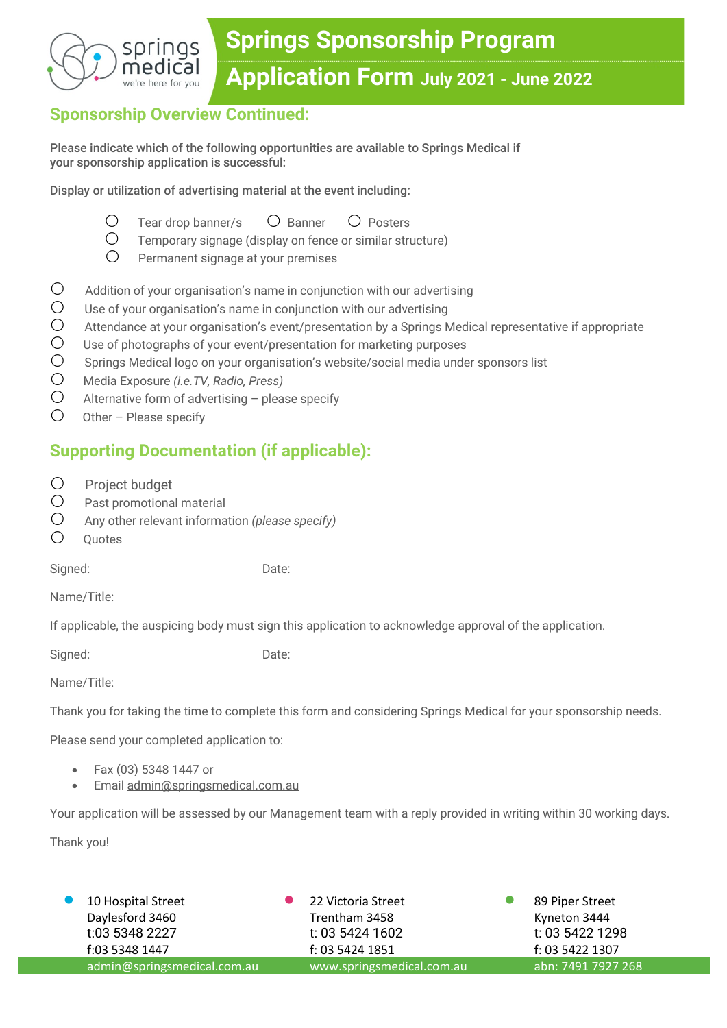# Springs Sponsorship Program

## Application Form July 2021 - June 2022

## Sponsorship Overview Continued:

Please indicate which of the following opportunities are available to Springs Medical if your sponsorship application is successful:

Display or utilization of advertising material at the event including:

- ○ Tear drop banner/s ○ Banner ○ Posters
- ○ Temporary signage (display on fence or similar structure)
- ○ Permanent signage at your premises

- ○ Addition of your organisation's name in conjunction with our advertising
- ○ Use of your organisation's name in conjunction with our advertising
- ○ Attendance at your organisation's event/presentation by a Springs Medical representative if appropriate
- ○ Use of photographs of your event/presentation for marketing purposes
- ○ Springs Medical logo on your organisation's website/social media under sponsors list
- ○ Media Exposure *(i.e.TV, Radio, Press)*
- ○ Alternative form of advertising – please specify
- ○ Other – Please specify

## Supporting Documentation (if applicable):

- ○ Project budget
- ○ Past promotional material
- ○ Any other relevant information *(please specify)*
- ○ Quotes

Signed: Date:

Name/Title:

If applicable, the auspicing body must sign this application to acknowledge approval of the application.

Signed: Date:

Name/Title:

Thank you for taking the time to complete this form and considering Springs Medical for your sponsorship needs.

Please send your completed application to:

- Fax (03) 5348 1447 or
- Email admin@springsmedical.com.au

Your application will be assessed by our Management team with a reply provided in writing within 30 working days.

Thank you!

10 Hospital Street
Daylesford 3460
t:03 5348 2227
f:03 5348 1447
admin@springsmedical.com.au

22 Victoria Street
Trentham 3458
t: 03 5424 1602
f: 03 5424 1851
www.springsmedical.com.au

89 Piper Street
Kyneton 3444
t: 03 5422 1298
f: 03 5422 1307
abn: 7491 7927 268